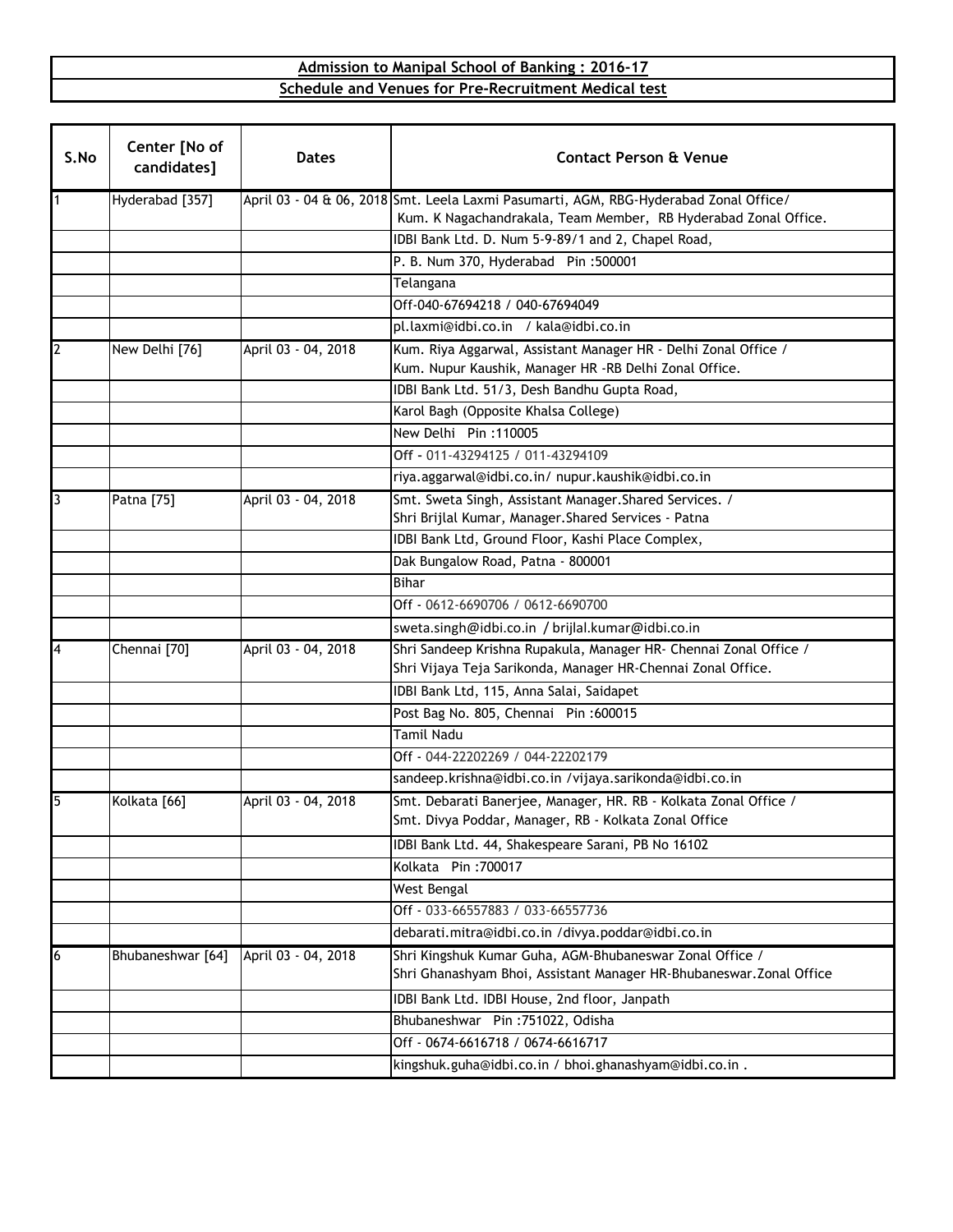**Admission to Manipal School of Banking : 2016-17**

**Schedule and Venues for Pre-Recruitment Medical test**

| S.No | Center [No of candidates] | Dates | Contact Person & Venue |
|---|---|---|---|
| 1 | Hyderabad [357] | April 03 - 04 & 06, 2018 | Smt. Leela Laxmi Pasumarti, AGM, RBG-Hyderabad Zonal Office/ Kum. K Nagachandrakala, Team Member, RB Hyderabad Zonal Office. |
| | | | IDBI Bank Ltd. D. Num 5-9-89/1 and 2, Chapel Road, |
| | | | P. B. Num 370, Hyderabad Pin :500001 |
| | | | Telangana |
| | | | Off-040-67694218 / 040-67694049 |
| | | | pl.laxmi@idbi.co.in / kala@idbi.co.in |
| 2 | New Delhi [76] | April 03 - 04, 2018 | Kum. Riya Aggarwal, Assistant Manager HR - Delhi Zonal Office / Kum. Nupur Kaushik, Manager HR -RB Delhi Zonal Office. |
| | | | IDBI Bank Ltd. 51/3, Desh Bandhu Gupta Road, |
| | | | Karol Bagh (Opposite Khalsa College) |
| | | | New Delhi Pin :110005 |
| | | | Off - 011-43294125 / 011-43294109 |
| | | | riya.aggarwal@idbi.co.in/ nupur.kaushik@idbi.co.in |
| 3 | Patna [75] | April 03 - 04, 2018 | Smt. Sweta Singh, Assistant Manager.Shared Services. / Shri Brijlal Kumar, Manager.Shared Services - Patna |
| | | | IDBI Bank Ltd, Ground Floor, Kashi Place Complex, |
| | | | Dak Bungalow Road, Patna - 800001 |
| | | | Bihar |
| | | | Off - 0612-6690706 / 0612-6690700 |
| | | | sweta.singh@idbi.co.in / brijlal.kumar@idbi.co.in |
| 4 | Chennai [70] | April 03 - 04, 2018 | Shri Sandeep Krishna Rupakula, Manager HR- Chennai Zonal Office / Shri Vijaya Teja Sarikonda, Manager HR-Chennai Zonal Office. |
| | | | IDBI Bank Ltd, 115, Anna Salai, Saidapet |
| | | | Post Bag No. 805, Chennai Pin :600015 |
| | | | Tamil Nadu |
| | | | Off - 044-22202269 / 044-22202179 |
| | | | sandeep.krishna@idbi.co.in /vijaya.sarikonda@idbi.co.in |
| 5 | Kolkata [66] | April 03 - 04, 2018 | Smt. Debarati Banerjee, Manager, HR. RB - Kolkata Zonal Office / Smt. Divya Poddar, Manager, RB - Kolkata Zonal Office |
| | | | IDBI Bank Ltd. 44, Shakespeare Sarani, PB No 16102 |
| | | | Kolkata Pin :700017 |
| | | | West Bengal |
| | | | Off - 033-66557883 / 033-66557736 |
| | | | debarati.mitra@idbi.co.in /divya.poddar@idbi.co.in |
| 6 | Bhubaneshwar [64] | April 03 - 04, 2018 | Shri Kingshuk Kumar Guha, AGM-Bhubaneswar Zonal Office / Shri Ghanashyam Bhoi, Assistant Manager HR-Bhubaneswar.Zonal Office |
| | | | IDBI Bank Ltd. IDBI House, 2nd floor, Janpath |
| | | | Bhubaneshwar Pin :751022, Odisha |
| | | | Off - 0674-6616718 / 0674-6616717 |
| | | | kingshuk.guha@idbi.co.in / bhoi.ghanashyam@idbi.co.in . |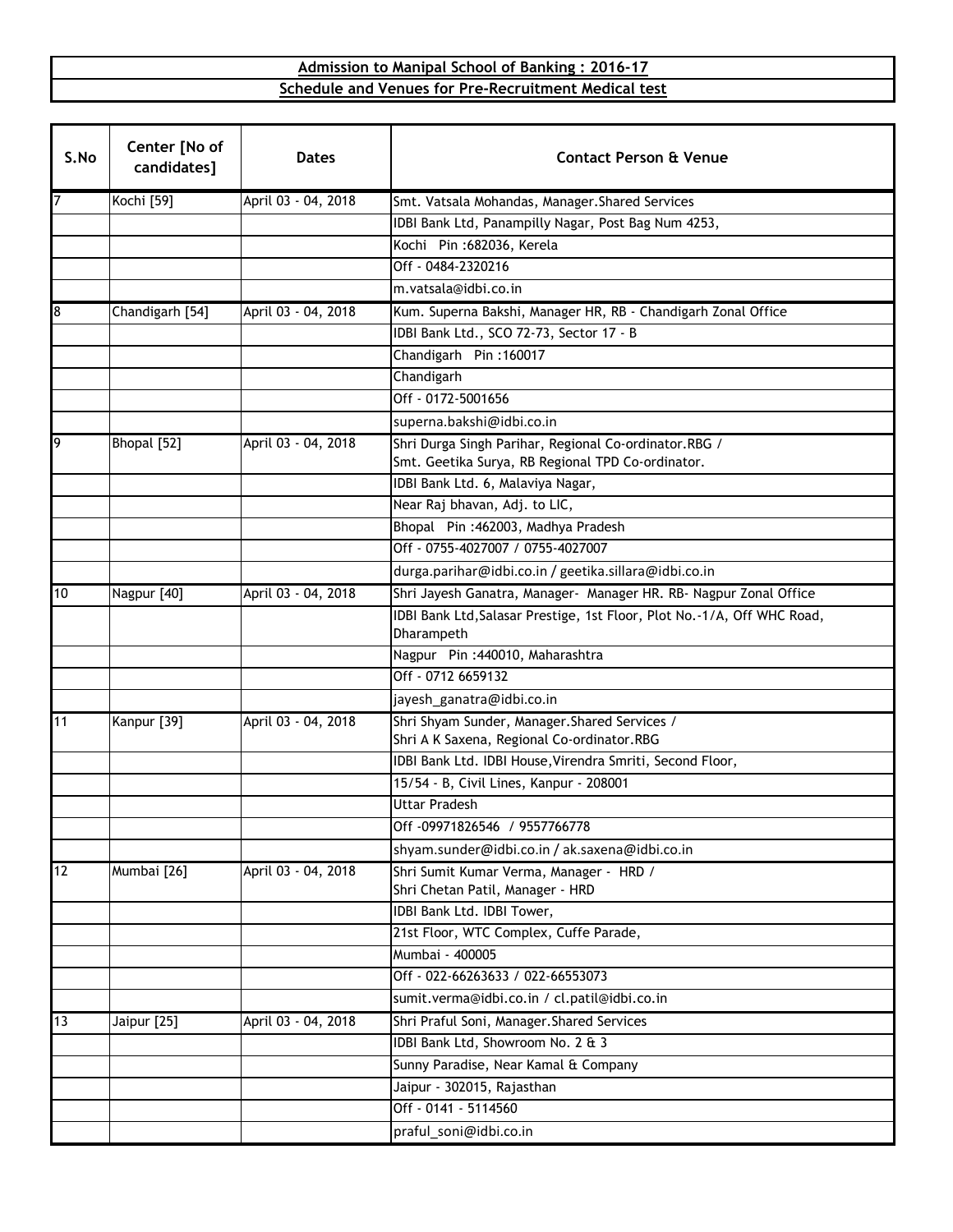**Admission to Manipal School of Banking : 2016-17**

**Schedule and Venues for Pre-Recruitment Medical test**

| S.No | Center [No of candidates] | Dates | Contact Person & Venue |
|---|---|---|---|
| 7 | Kochi [59] | April 03 - 04, 2018 | Smt. Vatsala Mohandas, Manager.Shared Services |
| | | | IDBI Bank Ltd, Panampilly Nagar, Post Bag Num 4253, |
| | | | Kochi Pin :682036, Kerela |
| | | | Off - 0484-2320216 |
| | | | m.vatsala@idbi.co.in |
| 8 | Chandigarh [54] | April 03 - 04, 2018 | Kum. Superna Bakshi, Manager HR, RB - Chandigarh Zonal Office |
| | | | IDBI Bank Ltd., SCO 72-73, Sector 17 - B |
| | | | Chandigarh Pin :160017 |
| | | | Chandigarh |
| | | | Off - 0172-5001656 |
| | | | superna.bakshi@idbi.co.in |
| 9 | Bhopal [52] | April 03 - 04, 2018 | Shri Durga Singh Parihar, Regional Co-ordinator.RBG / Smt. Geetika Surya, RB Regional TPD Co-ordinator. |
| | | | IDBI Bank Ltd. 6, Malaviya Nagar, |
| | | | Near Raj bhavan, Adj. to LIC, |
| | | | Bhopal Pin :462003, Madhya Pradesh |
| | | | Off - 0755-4027007 / 0755-4027007 |
| | | | durga.parihar@idbi.co.in / geetika.sillara@idbi.co.in |
| 10 | Nagpur [40] | April 03 - 04, 2018 | Shri Jayesh Ganatra, Manager- Manager HR. RB- Nagpur Zonal Office |
| | | | IDBI Bank Ltd,Salasar Prestige, 1st Floor, Plot No.-1/A, Off WHC Road, Dharampeth |
| | | | Nagpur Pin :440010, Maharashtra |
| | | | Off - 0712 6659132 |
| | | | jayesh_ganatra@idbi.co.in |
| 11 | Kanpur [39] | April 03 - 04, 2018 | Shri Shyam Sunder, Manager.Shared Services / Shri A K Saxena, Regional Co-ordinator.RBG |
| | | | IDBI Bank Ltd. IDBI House,Virendra Smriti, Second Floor, |
| | | | 15/54 - B, Civil Lines, Kanpur - 208001 |
| | | | Uttar Pradesh |
| | | | Off -09971826546 / 9557766778 |
| | | | shyam.sunder@idbi.co.in / ak.saxena@idbi.co.in |
| 12 | Mumbai [26] | April 03 - 04, 2018 | Shri Sumit Kumar Verma, Manager - HRD / Shri Chetan Patil, Manager - HRD |
| | | | IDBI Bank Ltd. IDBI Tower, |
| | | | 21st Floor, WTC Complex, Cuffe Parade, |
| | | | Mumbai - 400005 |
| | | | Off - 022-66263633 / 022-66553073 |
| | | | sumit.verma@idbi.co.in / cl.patil@idbi.co.in |
| 13 | Jaipur [25] | April 03 - 04, 2018 | Shri Praful Soni, Manager.Shared Services |
| | | | IDBI Bank Ltd, Showroom No. 2 & 3 |
| | | | Sunny Paradise, Near Kamal & Company |
| | | | Jaipur - 302015, Rajasthan |
| | | | Off - 0141 - 5114560 |
| | | | praful_soni@idbi.co.in |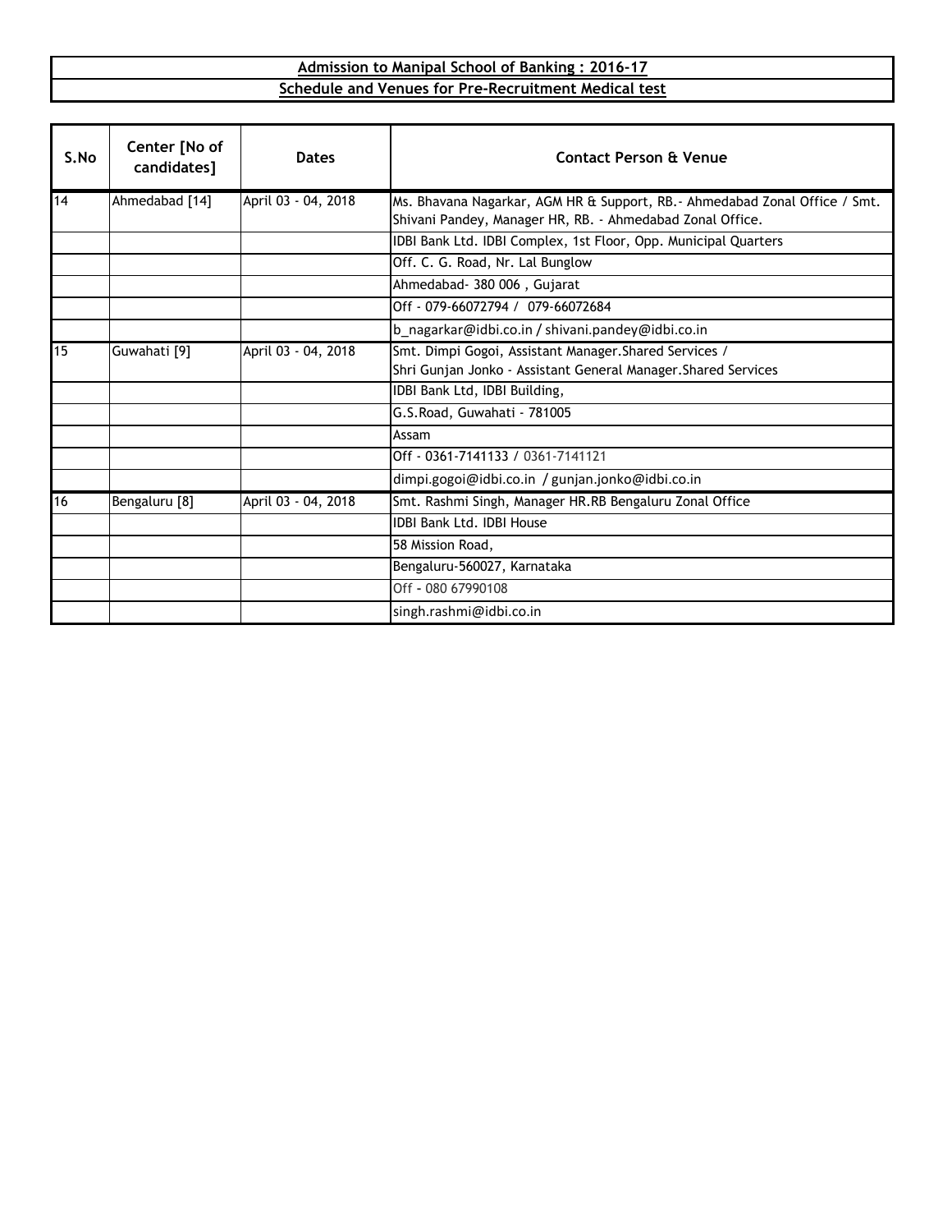## Admission to Manipal School of Banking : 2016-17

## Schedule and Venues for Pre-Recruitment Medical test

| S.No | Center [No of candidates] | Dates | Contact Person & Venue |
|---|---|---|---|
| 14 | Ahmedabad [14] | April 03 - 04, 2018 | Ms. Bhavana Nagarkar, AGM HR & Support, RB.- Ahmedabad Zonal Office / Smt. Shivani Pandey, Manager HR, RB. - Ahmedabad Zonal Office. |
| | | | IDBI Bank Ltd. IDBI Complex, 1st Floor, Opp. Municipal Quarters |
| | | | Off. C. G. Road, Nr. Lal Bunglow |
| | | | Ahmedabad- 380 006 , Gujarat |
| | | | Off - 079-66072794 / 079-66072684 |
| | | | b_nagarkar@idbi.co.in / shivani.pandey@idbi.co.in |
| 15 | Guwahati [9] | April 03 - 04, 2018 | Smt. Dimpi Gogoi, Assistant Manager.Shared Services / Shri Gunjan Jonko - Assistant General Manager.Shared Services |
| | | | IDBI Bank Ltd, IDBI Building, |
| | | | G.S.Road, Guwahati - 781005 |
| | | | Assam |
| | | | Off - 0361-7141133 / 0361-7141121 |
| | | | dimpi.gogoi@idbi.co.in / gunjan.jonko@idbi.co.in |
| 16 | Bengaluru [8] | April 03 - 04, 2018 | Smt. Rashmi Singh, Manager HR.RB Bengaluru Zonal Office |
| | | | IDBI Bank Ltd. IDBI House |
| | | | 58 Mission Road, |
| | | | Bengaluru-560027, Karnataka |
| | | | Off - 080 67990108 |
| | | | singh.rashmi@idbi.co.in |